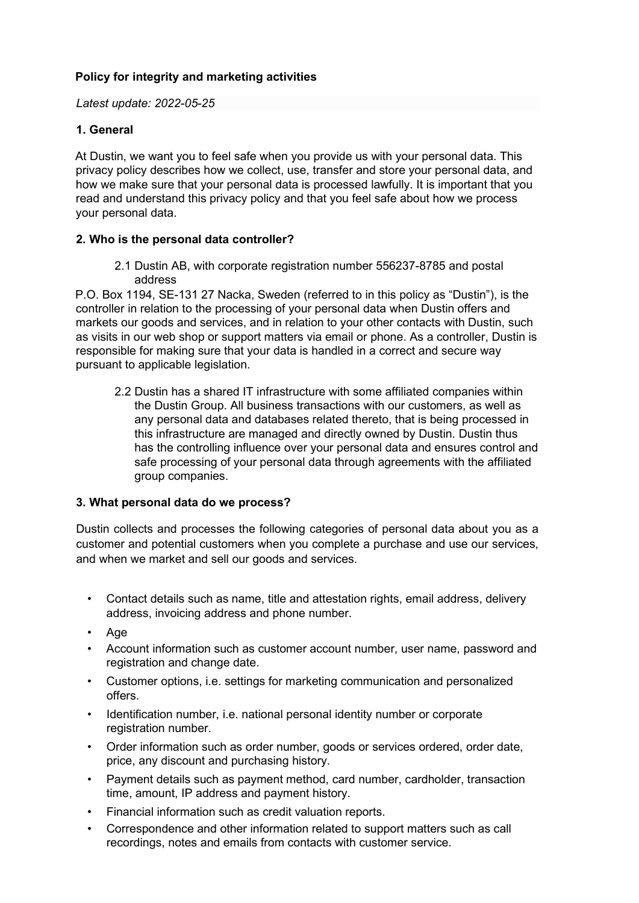**Policy for integrity and marketing activities**

*Latest update: 2022-05-25*

**1. General**

At Dustin, we want you to feel safe when you provide us with your personal data. This privacy policy describes how we collect, use, transfer and store your personal data, and how we make sure that your personal data is processed lawfully. It is important that you read and understand this privacy policy and that you feel safe about how we process your personal data.

**2. Who is the personal data controller?**

2.1 Dustin AB, with corporate registration number 556237-8785 and postal address

P.O. Box 1194, SE-131 27 Nacka, Sweden (referred to in this policy as "Dustin"), is the controller in relation to the processing of your personal data when Dustin offers and markets our goods and services, and in relation to your other contacts with Dustin, such as visits in our web shop or support matters via email or phone. As a controller, Dustin is responsible for making sure that your data is handled in a correct and secure way pursuant to applicable legislation.

2.2 Dustin has a shared IT infrastructure with some affiliated companies within the Dustin Group. All business transactions with our customers, as well as any personal data and databases related thereto, that is being processed in this infrastructure are managed and directly owned by Dustin. Dustin thus has the controlling influence over your personal data and ensures control and safe processing of your personal data through agreements with the affiliated group companies.

**3. What personal data do we process?**

Dustin collects and processes the following categories of personal data about you as a customer and potential customers when you complete a purchase and use our services, and when we market and sell our goods and services.

- Contact details such as name, title and attestation rights, email address, delivery address, invoicing address and phone number.
- Age
- Account information such as customer account number, user name, password and registration and change date.
- Customer options, i.e. settings for marketing communication and personalized offers.
- Identification number, i.e. national personal identity number or corporate registration number.
- Order information such as order number, goods or services ordered, order date, price, any discount and purchasing history.
- Payment details such as payment method, card number, cardholder, transaction time, amount, IP address and payment history.
- Financial information such as credit valuation reports.
- Correspondence and other information related to support matters such as call recordings, notes and emails from contacts with customer service.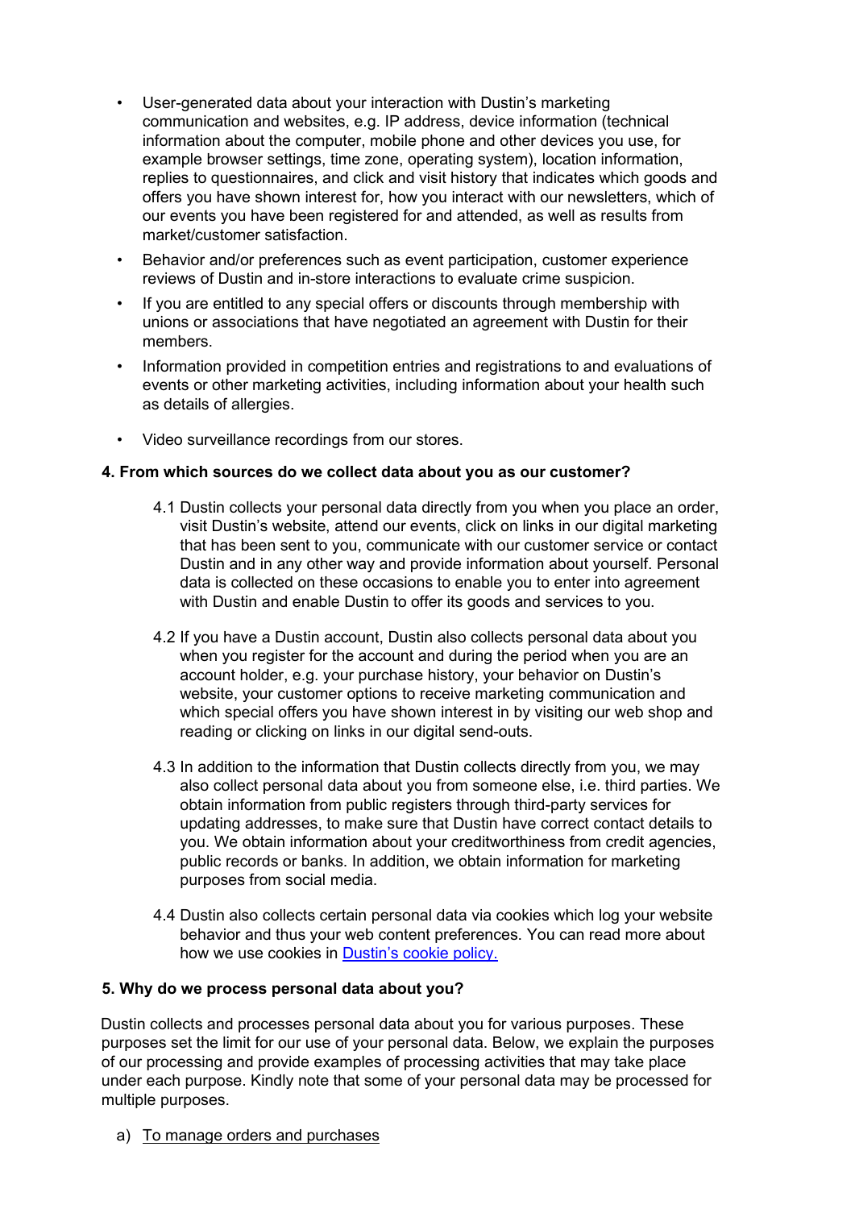- User-generated data about your interaction with Dustin's marketing communication and websites, e.g. IP address, device information (technical information about the computer, mobile phone and other devices you use, for example browser settings, time zone, operating system), location information, replies to questionnaires, and click and visit history that indicates which goods and offers you have shown interest for, how you interact with our newsletters, which of our events you have been registered for and attended, as well as results from market/customer satisfaction.
- Behavior and/or preferences such as event participation, customer experience reviews of Dustin and in-store interactions to evaluate crime suspicion.
- If you are entitled to any special offers or discounts through membership with unions or associations that have negotiated an agreement with Dustin for their members.
- Information provided in competition entries and registrations to and evaluations of events or other marketing activities, including information about your health such as details of allergies.
- Video surveillance recordings from our stores.

**4. From which sources do we collect data about you as our customer?**

4.1 Dustin collects your personal data directly from you when you place an order, visit Dustin's website, attend our events, click on links in our digital marketing that has been sent to you, communicate with our customer service or contact Dustin and in any other way and provide information about yourself. Personal data is collected on these occasions to enable you to enter into agreement with Dustin and enable Dustin to offer its goods and services to you.

4.2 If you have a Dustin account, Dustin also collects personal data about you when you register for the account and during the period when you are an account holder, e.g. your purchase history, your behavior on Dustin's website, your customer options to receive marketing communication and which special offers you have shown interest in by visiting our web shop and reading or clicking on links in our digital send-outs.

4.3 In addition to the information that Dustin collects directly from you, we may also collect personal data about you from someone else, i.e. third parties. We obtain information from public registers through third-party services for updating addresses, to make sure that Dustin have correct contact details to you. We obtain information about your creditworthiness from credit agencies, public records or banks. In addition, we obtain information for marketing purposes from social media.

4.4 Dustin also collects certain personal data via cookies which log your website behavior and thus your web content preferences. You can read more about how we use cookies in Dustin's cookie policy.

**5. Why do we process personal data about you?**

Dustin collects and processes personal data about you for various purposes. These purposes set the limit for our use of your personal data. Below, we explain the purposes of our processing and provide examples of processing activities that may take place under each purpose. Kindly note that some of your personal data may be processed for multiple purposes.

a) To manage orders and purchases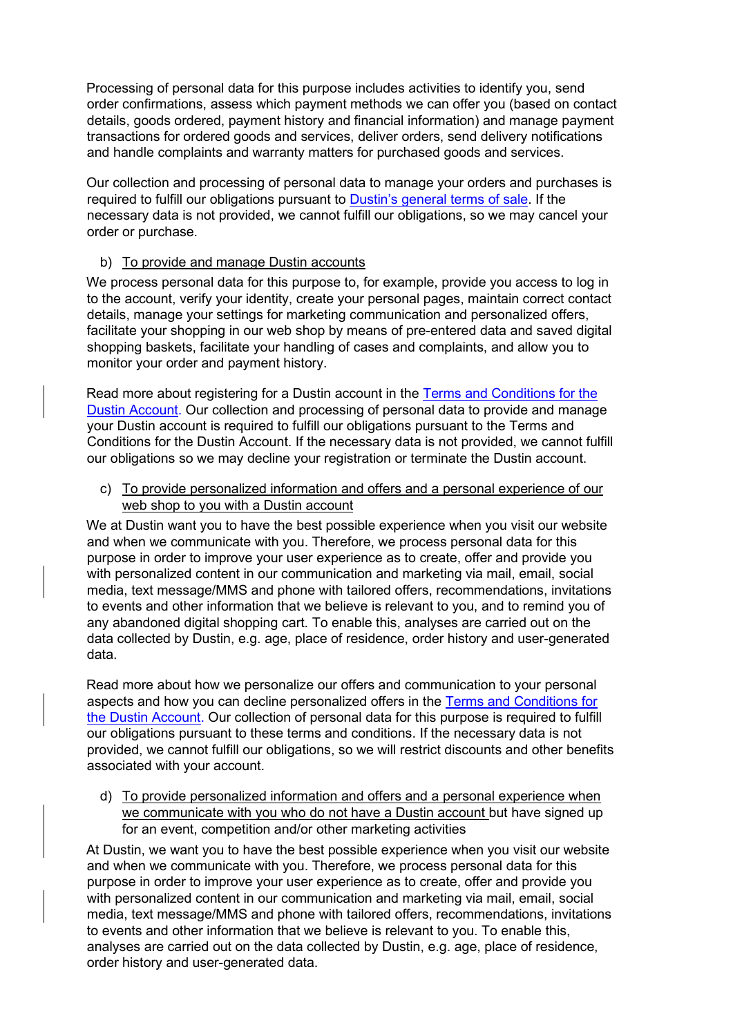Processing of personal data for this purpose includes activities to identify you, send order confirmations, assess which payment methods we can offer you (based on contact details, goods ordered, payment history and financial information) and manage payment transactions for ordered goods and services, deliver orders, send delivery notifications and handle complaints and warranty matters for purchased goods and services.

Our collection and processing of personal data to manage your orders and purchases is required to fulfill our obligations pursuant to [Dustin's general terms of sale](). If the necessary data is not provided, we cannot fulfill our obligations, so we may cancel your order or purchase.

b) To provide and manage Dustin accounts

We process personal data for this purpose to, for example, provide you access to log in to the account, verify your identity, create your personal pages, maintain correct contact details, manage your settings for marketing communication and personalized offers, facilitate your shopping in our web shop by means of pre-entered data and saved digital shopping baskets, facilitate your handling of cases and complaints, and allow you to monitor your order and payment history.

Read more about registering for a Dustin account in the [Terms and Conditions for the Dustin Account](). Our collection and processing of personal data to provide and manage your Dustin account is required to fulfill our obligations pursuant to the Terms and Conditions for the Dustin Account. If the necessary data is not provided, we cannot fulfill our obligations so we may decline your registration or terminate the Dustin account.

c) To provide personalized information and offers and a personal experience of our web shop to you with a Dustin account

We at Dustin want you to have the best possible experience when you visit our website and when we communicate with you. Therefore, we process personal data for this purpose in order to improve your user experience as to create, offer and provide you with personalized content in our communication and marketing via mail, email, social media, text message/MMS and phone with tailored offers, recommendations, invitations to events and other information that we believe is relevant to you, and to remind you of any abandoned digital shopping cart. To enable this, analyses are carried out on the data collected by Dustin, e.g. age, place of residence, order history and user-generated data.

Read more about how we personalize our offers and communication to your personal aspects and how you can decline personalized offers in the [Terms and Conditions for the Dustin Account](). Our collection of personal data for this purpose is required to fulfill our obligations pursuant to these terms and conditions. If the necessary data is not provided, we cannot fulfill our obligations, so we will restrict discounts and other benefits associated with your account.

d) To provide personalized information and offers and a personal experience when we communicate with you who do not have a Dustin account but have signed up for an event, competition and/or other marketing activities

At Dustin, we want you to have the best possible experience when you visit our website and when we communicate with you. Therefore, we process personal data for this purpose in order to improve your user experience as to create, offer and provide you with personalized content in our communication and marketing via mail, email, social media, text message/MMS and phone with tailored offers, recommendations, invitations to events and other information that we believe is relevant to you. To enable this, analyses are carried out on the data collected by Dustin, e.g. age, place of residence, order history and user-generated data.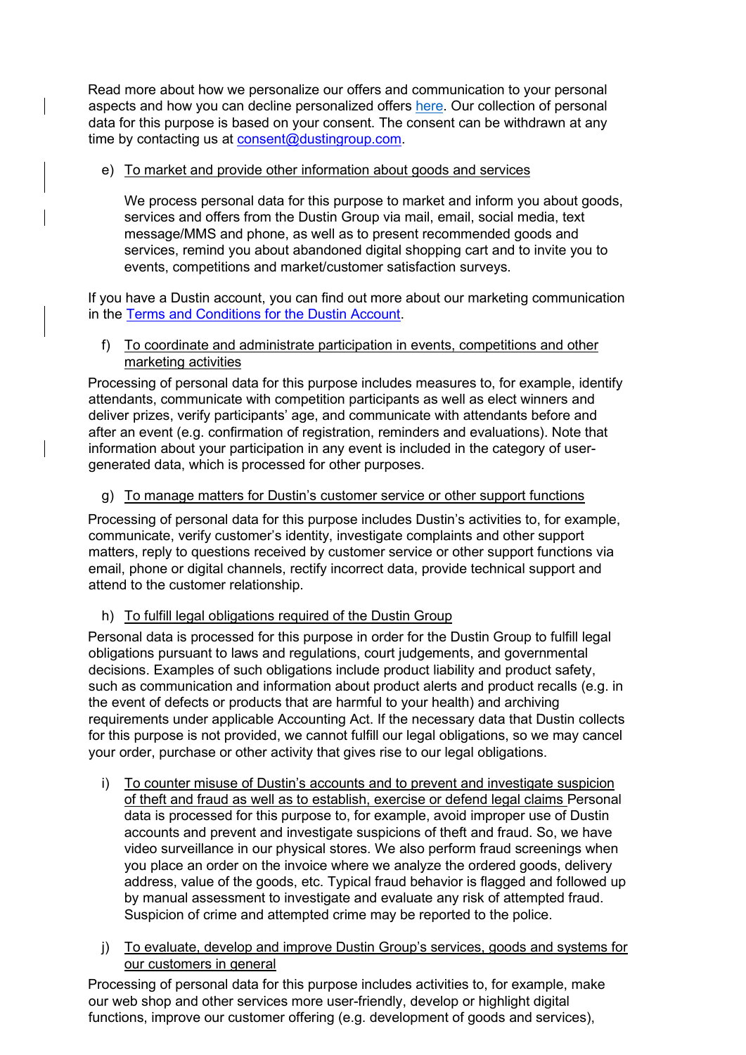Read more about how we personalize our offers and communication to your personal aspects and how you can decline personalized offers [here](). Our collection of personal data for this purpose is based on your consent. The consent can be withdrawn at any time by contacting us at [consent@dustingroup.com](mailto:consent@dustingroup.com).

e) To market and provide other information about goods and services

We process personal data for this purpose to market and inform you about goods, services and offers from the Dustin Group via mail, email, social media, text message/MMS and phone, as well as to present recommended goods and services, remind you about abandoned digital shopping cart and to invite you to events, competitions and market/customer satisfaction surveys.

If you have a Dustin account, you can find out more about our marketing communication in the [Terms and Conditions for the Dustin Account]().

f) To coordinate and administrate participation in events, competitions and other marketing activities

Processing of personal data for this purpose includes measures to, for example, identify attendants, communicate with competition participants as well as elect winners and deliver prizes, verify participants' age, and communicate with attendants before and after an event (e.g. confirmation of registration, reminders and evaluations). Note that information about your participation in any event is included in the category of user-generated data, which is processed for other purposes.

g) To manage matters for Dustin's customer service or other support functions

Processing of personal data for this purpose includes Dustin's activities to, for example, communicate, verify customer's identity, investigate complaints and other support matters, reply to questions received by customer service or other support functions via email, phone or digital channels, rectify incorrect data, provide technical support and attend to the customer relationship.

h) To fulfill legal obligations required of the Dustin Group

Personal data is processed for this purpose in order for the Dustin Group to fulfill legal obligations pursuant to laws and regulations, court judgements, and governmental decisions. Examples of such obligations include product liability and product safety, such as communication and information about product alerts and product recalls (e.g. in the event of defects or products that are harmful to your health) and archiving requirements under applicable Accounting Act. If the necessary data that Dustin collects for this purpose is not provided, we cannot fulfill our legal obligations, so we may cancel your order, purchase or other activity that gives rise to our legal obligations.

i) To counter misuse of Dustin's accounts and to prevent and investigate suspicion of theft and fraud as well as to establish, exercise or defend legal claims Personal data is processed for this purpose to, for example, avoid improper use of Dustin accounts and prevent and investigate suspicions of theft and fraud. So, we have video surveillance in our physical stores. We also perform fraud screenings when you place an order on the invoice where we analyze the ordered goods, delivery address, value of the goods, etc. Typical fraud behavior is flagged and followed up by manual assessment to investigate and evaluate any risk of attempted fraud. Suspicion of crime and attempted crime may be reported to the police.

j) To evaluate, develop and improve Dustin Group's services, goods and systems for our customers in general

Processing of personal data for this purpose includes activities to, for example, make our web shop and other services more user-friendly, develop or highlight digital functions, improve our customer offering (e.g. development of goods and services),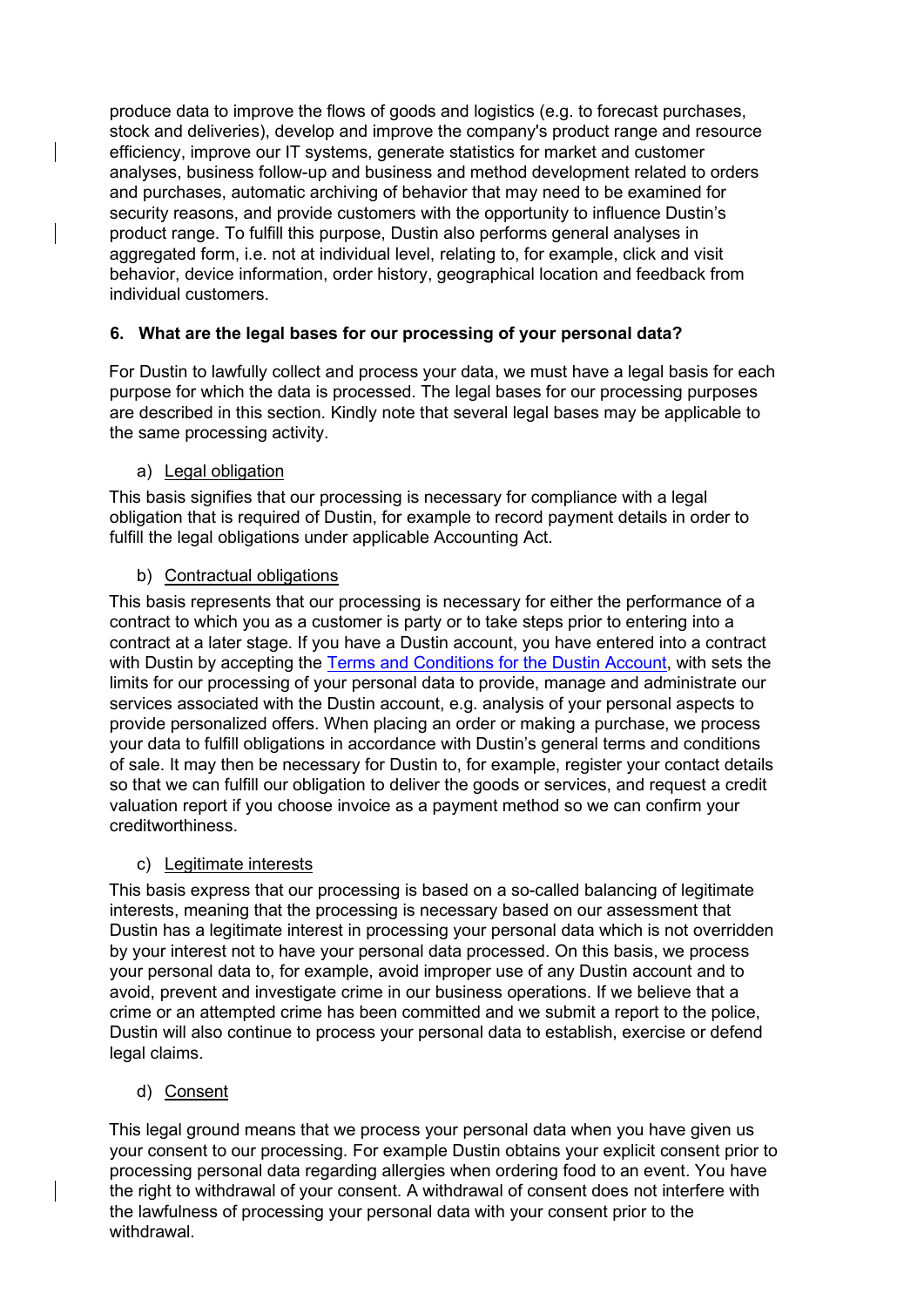produce data to improve the flows of goods and logistics (e.g. to forecast purchases, stock and deliveries), develop and improve the company's product range and resource efficiency, improve our IT systems, generate statistics for market and customer analyses, business follow-up and business and method development related to orders and purchases, automatic archiving of behavior that may need to be examined for security reasons, and provide customers with the opportunity to influence Dustin's product range. To fulfill this purpose, Dustin also performs general analyses in aggregated form, i.e. not at individual level, relating to, for example, click and visit behavior, device information, order history, geographical location and feedback from individual customers.

## 6. What are the legal bases for our processing of your personal data?

For Dustin to lawfully collect and process your data, we must have a legal basis for each purpose for which the data is processed. The legal bases for our processing purposes are described in this section. Kindly note that several legal bases may be applicable to the same processing activity.

### a) Legal obligation

This basis signifies that our processing is necessary for compliance with a legal obligation that is required of Dustin, for example to record payment details in order to fulfill the legal obligations under applicable Accounting Act.

### b) Contractual obligations

This basis represents that our processing is necessary for either the performance of a contract to which you as a customer is party or to take steps prior to entering into a contract at a later stage. If you have a Dustin account, you have entered into a contract with Dustin by accepting the Terms and Conditions for the Dustin Account, with sets the limits for our processing of your personal data to provide, manage and administrate our services associated with the Dustin account, e.g. analysis of your personal aspects to provide personalized offers. When placing an order or making a purchase, we process your data to fulfill obligations in accordance with Dustin's general terms and conditions of sale. It may then be necessary for Dustin to, for example, register your contact details so that we can fulfill our obligation to deliver the goods or services, and request a credit valuation report if you choose invoice as a payment method so we can confirm your creditworthiness.

### c) Legitimate interests

This basis express that our processing is based on a so-called balancing of legitimate interests, meaning that the processing is necessary based on our assessment that Dustin has a legitimate interest in processing your personal data which is not overridden by your interest not to have your personal data processed. On this basis, we process your personal data to, for example, avoid improper use of any Dustin account and to avoid, prevent and investigate crime in our business operations. If we believe that a crime or an attempted crime has been committed and we submit a report to the police, Dustin will also continue to process your personal data to establish, exercise or defend legal claims.

### d) Consent

This legal ground means that we process your personal data when you have given us your consent to our processing. For example Dustin obtains your explicit consent prior to processing personal data regarding allergies when ordering food to an event. You have the right to withdrawal of your consent. A withdrawal of consent does not interfere with the lawfulness of processing your personal data with your consent prior to the withdrawal.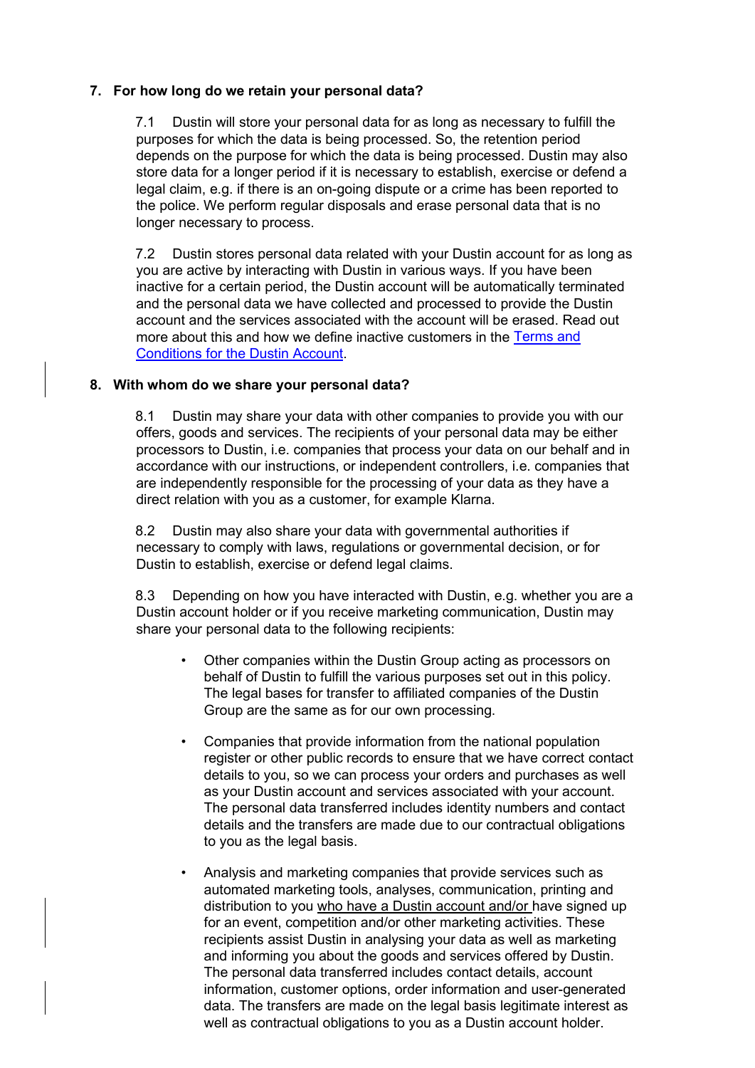## 7. For how long do we retain your personal data?

7.1 Dustin will store your personal data for as long as necessary to fulfill the purposes for which the data is being processed. So, the retention period depends on the purpose for which the data is being processed. Dustin may also store data for a longer period if it is necessary to establish, exercise or defend a legal claim, e.g. if there is an on-going dispute or a crime has been reported to the police. We perform regular disposals and erase personal data that is no longer necessary to process.

7.2 Dustin stores personal data related with your Dustin account for as long as you are active by interacting with Dustin in various ways. If you have been inactive for a certain period, the Dustin account will be automatically terminated and the personal data we have collected and processed to provide the Dustin account and the services associated with the account will be erased. Read out more about this and how we define inactive customers in the [Terms and Conditions for the Dustin Account](#).

## 8. With whom do we share your personal data?

8.1 Dustin may share your data with other companies to provide you with our offers, goods and services. The recipients of your personal data may be either processors to Dustin, i.e. companies that process your data on our behalf and in accordance with our instructions, or independent controllers, i.e. companies that are independently responsible for the processing of your data as they have a direct relation with you as a customer, for example Klarna.

8.2 Dustin may also share your data with governmental authorities if necessary to comply with laws, regulations or governmental decision, or for Dustin to establish, exercise or defend legal claims.

8.3 Depending on how you have interacted with Dustin, e.g. whether you are a Dustin account holder or if you receive marketing communication, Dustin may share your personal data to the following recipients:

- Other companies within the Dustin Group acting as processors on behalf of Dustin to fulfill the various purposes set out in this policy. The legal bases for transfer to affiliated companies of the Dustin Group are the same as for our own processing.

- Companies that provide information from the national population register or other public records to ensure that we have correct contact details to you, so we can process your orders and purchases as well as your Dustin account and services associated with your account. The personal data transferred includes identity numbers and contact details and the transfers are made due to our contractual obligations to you as the legal basis.

- Analysis and marketing companies that provide services such as automated marketing tools, analyses, communication, printing and distribution to you who have a Dustin account and/or have signed up for an event, competition and/or other marketing activities. These recipients assist Dustin in analysing your data as well as marketing and informing you about the goods and services offered by Dustin. The personal data transferred includes contact details, account information, customer options, order information and user-generated data. The transfers are made on the legal basis legitimate interest as well as contractual obligations to you as a Dustin account holder.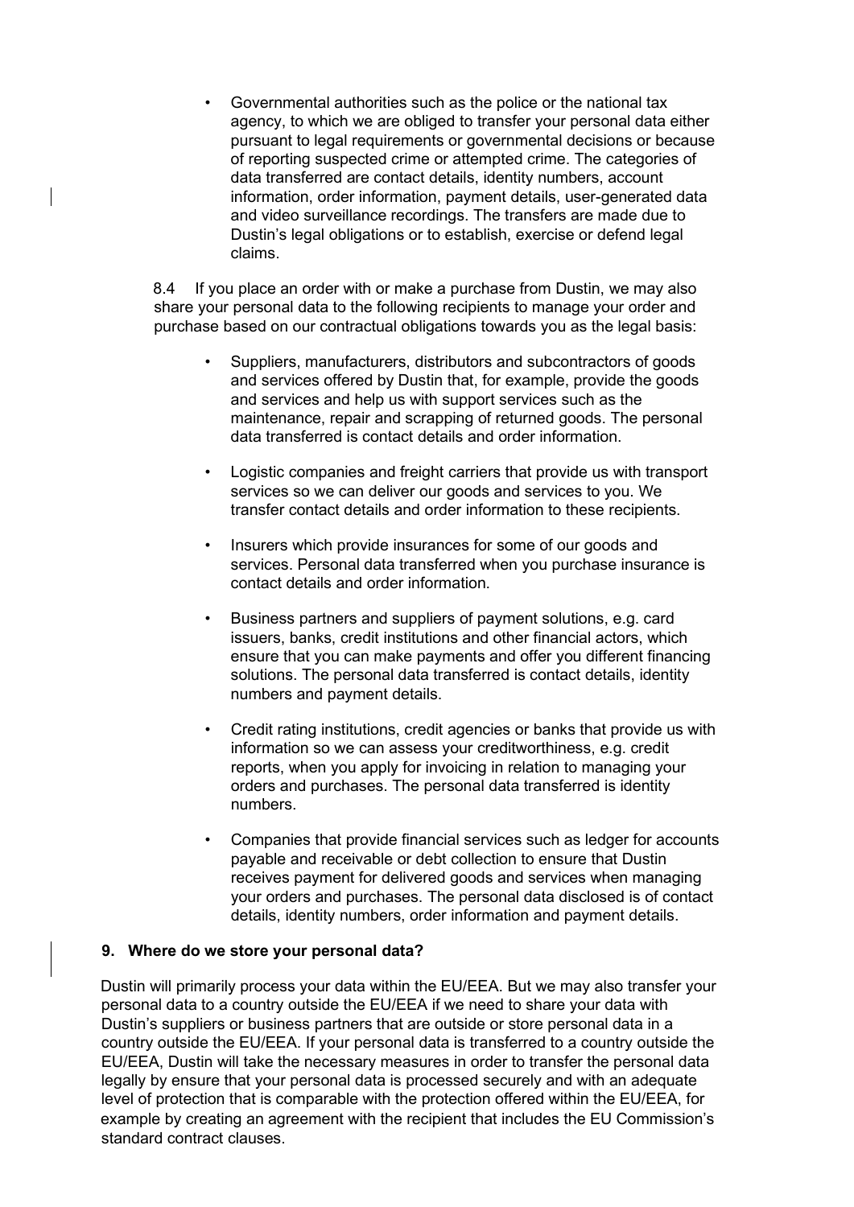- Governmental authorities such as the police or the national tax agency, to which we are obliged to transfer your personal data either pursuant to legal requirements or governmental decisions or because of reporting suspected crime or attempted crime. The categories of data transferred are contact details, identity numbers, account information, order information, payment details, user-generated data and video surveillance recordings. The transfers are made due to Dustin's legal obligations or to establish, exercise or defend legal claims.

8.4 If you place an order with or make a purchase from Dustin, we may also share your personal data to the following recipients to manage your order and purchase based on our contractual obligations towards you as the legal basis:

- Suppliers, manufacturers, distributors and subcontractors of goods and services offered by Dustin that, for example, provide the goods and services and help us with support services such as the maintenance, repair and scrapping of returned goods. The personal data transferred is contact details and order information.
- Logistic companies and freight carriers that provide us with transport services so we can deliver our goods and services to you. We transfer contact details and order information to these recipients.
- Insurers which provide insurances for some of our goods and services. Personal data transferred when you purchase insurance is contact details and order information.
- Business partners and suppliers of payment solutions, e.g. card issuers, banks, credit institutions and other financial actors, which ensure that you can make payments and offer you different financing solutions. The personal data transferred is contact details, identity numbers and payment details.
- Credit rating institutions, credit agencies or banks that provide us with information so we can assess your creditworthiness, e.g. credit reports, when you apply for invoicing in relation to managing your orders and purchases. The personal data transferred is identity numbers.
- Companies that provide financial services such as ledger for accounts payable and receivable or debt collection to ensure that Dustin receives payment for delivered goods and services when managing your orders and purchases. The personal data disclosed is of contact details, identity numbers, order information and payment details.

## 9. Where do we store your personal data?

Dustin will primarily process your data within the EU/EEA. But we may also transfer your personal data to a country outside the EU/EEA if we need to share your data with Dustin's suppliers or business partners that are outside or store personal data in a country outside the EU/EEA. If your personal data is transferred to a country outside the EU/EEA, Dustin will take the necessary measures in order to transfer the personal data legally by ensure that your personal data is processed securely and with an adequate level of protection that is comparable with the protection offered within the EU/EEA, for example by creating an agreement with the recipient that includes the EU Commission's standard contract clauses.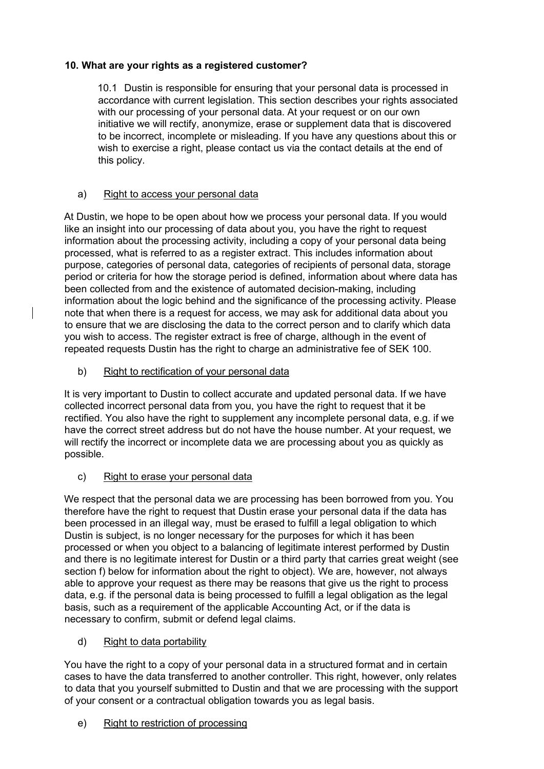### 10. What are your rights as a registered customer?

10.1 Dustin is responsible for ensuring that your personal data is processed in accordance with current legislation. This section describes your rights associated with our processing of your personal data. At your request or on our own initiative we will rectify, anonymize, erase or supplement data that is discovered to be incorrect, incomplete or misleading. If you have any questions about this or wish to exercise a right, please contact us via the contact details at the end of this policy.

a) Right to access your personal data

At Dustin, we hope to be open about how we process your personal data. If you would like an insight into our processing of data about you, you have the right to request information about the processing activity, including a copy of your personal data being processed, what is referred to as a register extract. This includes information about purpose, categories of personal data, categories of recipients of personal data, storage period or criteria for how the storage period is defined, information about where data has been collected from and the existence of automated decision-making, including information about the logic behind and the significance of the processing activity. Please note that when there is a request for access, we may ask for additional data about you to ensure that we are disclosing the data to the correct person and to clarify which data you wish to access. The register extract is free of charge, although in the event of repeated requests Dustin has the right to charge an administrative fee of SEK 100.

b) Right to rectification of your personal data

It is very important to Dustin to collect accurate and updated personal data. If we have collected incorrect personal data from you, you have the right to request that it be rectified. You also have the right to supplement any incomplete personal data, e.g. if we have the correct street address but do not have the house number. At your request, we will rectify the incorrect or incomplete data we are processing about you as quickly as possible.

c) Right to erase your personal data

We respect that the personal data we are processing has been borrowed from you. You therefore have the right to request that Dustin erase your personal data if the data has been processed in an illegal way, must be erased to fulfill a legal obligation to which Dustin is subject, is no longer necessary for the purposes for which it has been processed or when you object to a balancing of legitimate interest performed by Dustin and there is no legitimate interest for Dustin or a third party that carries great weight (see section f) below for information about the right to object). We are, however, not always able to approve your request as there may be reasons that give us the right to process data, e.g. if the personal data is being processed to fulfill a legal obligation as the legal basis, such as a requirement of the applicable Accounting Act, or if the data is necessary to confirm, submit or defend legal claims.

d) Right to data portability

You have the right to a copy of your personal data in a structured format and in certain cases to have the data transferred to another controller. This right, however, only relates to data that you yourself submitted to Dustin and that we are processing with the support of your consent or a contractual obligation towards you as legal basis.

e) Right to restriction of processing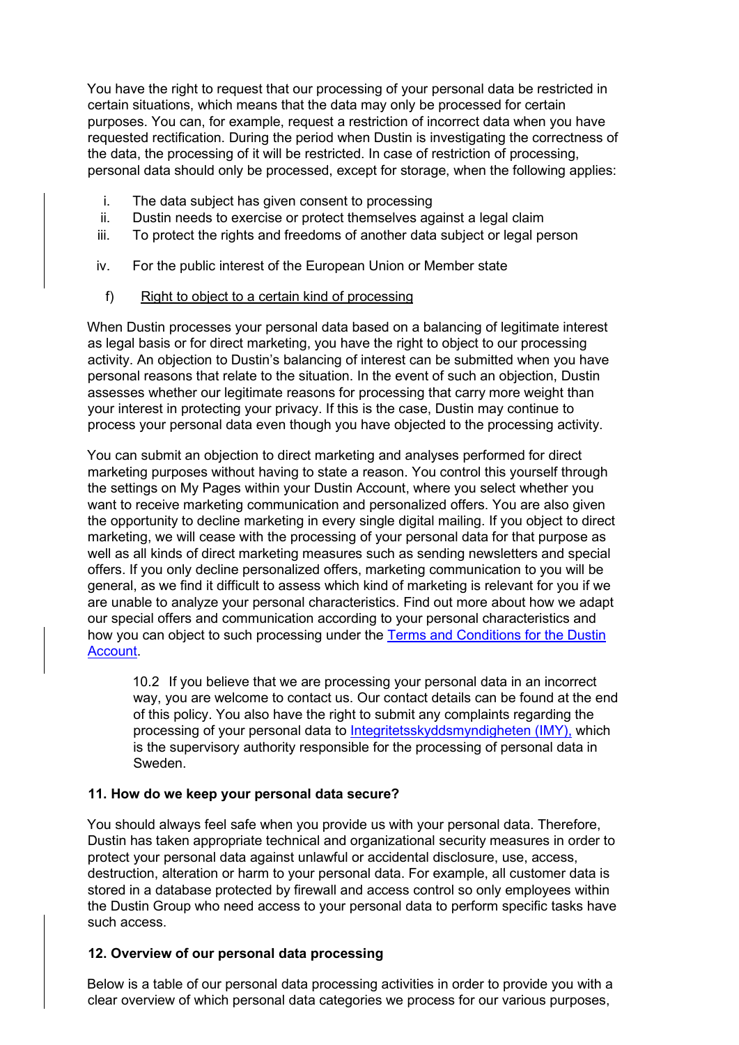You have the right to request that our processing of your personal data be restricted in certain situations, which means that the data may only be processed for certain purposes. You can, for example, request a restriction of incorrect data when you have requested rectification. During the period when Dustin is investigating the correctness of the data, the processing of it will be restricted. In case of restriction of processing, personal data should only be processed, except for storage, when the following applies:

i. The data subject has given consent to processing
ii. Dustin needs to exercise or protect themselves against a legal claim
iii. To protect the rights and freedoms of another data subject or legal person
iv. For the public interest of the European Union or Member state

f) Right to object to a certain kind of processing

When Dustin processes your personal data based on a balancing of legitimate interest as legal basis or for direct marketing, you have the right to object to our processing activity. An objection to Dustin's balancing of interest can be submitted when you have personal reasons that relate to the situation. In the event of such an objection, Dustin assesses whether our legitimate reasons for processing that carry more weight than your interest in protecting your privacy. If this is the case, Dustin may continue to process your personal data even though you have objected to the processing activity.

You can submit an objection to direct marketing and analyses performed for direct marketing purposes without having to state a reason. You control this yourself through the settings on My Pages within your Dustin Account, where you select whether you want to receive marketing communication and personalized offers. You are also given the opportunity to decline marketing in every single digital mailing. If you object to direct marketing, we will cease with the processing of your personal data for that purpose as well as all kinds of direct marketing measures such as sending newsletters and special offers. If you only decline personalized offers, marketing communication to you will be general, as we find it difficult to assess which kind of marketing is relevant for you if we are unable to analyze your personal characteristics. Find out more about how we adapt our special offers and communication according to your personal characteristics and how you can object to such processing under the Terms and Conditions for the Dustin Account.

10.2 If you believe that we are processing your personal data in an incorrect way, you are welcome to contact us. Our contact details can be found at the end of this policy. You also have the right to submit any complaints regarding the processing of your personal data to Integritetsskyddsmyndigheten (IMY), which is the supervisory authority responsible for the processing of personal data in Sweden.

## 11. How do we keep your personal data secure?

You should always feel safe when you provide us with your personal data. Therefore, Dustin has taken appropriate technical and organizational security measures in order to protect your personal data against unlawful or accidental disclosure, use, access, destruction, alteration or harm to your personal data. For example, all customer data is stored in a database protected by firewall and access control so only employees within the Dustin Group who need access to your personal data to perform specific tasks have such access.

## 12. Overview of our personal data processing

Below is a table of our personal data processing activities in order to provide you with a clear overview of which personal data categories we process for our various purposes,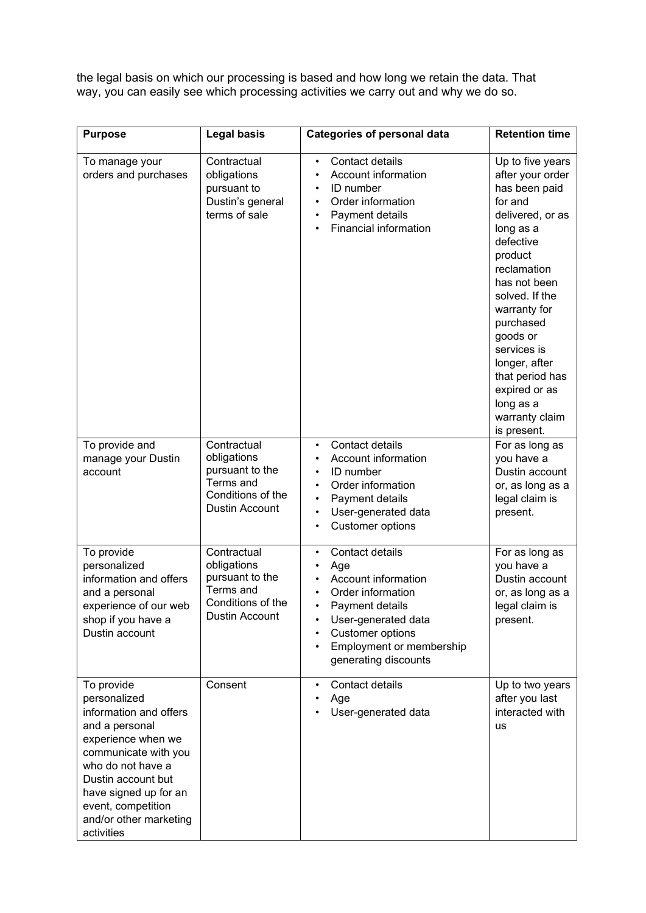the legal basis on which our processing is based and how long we retain the data. That way, you can easily see which processing activities we carry out and why we do so.

| Purpose | Legal basis | Categories of personal data | Retention time |
|---|---|---|---|
| To manage your orders and purchases | Contractual obligations pursuant to Dustin's general terms of sale | • Contact details<br>• Account information<br>• ID number<br>• Order information<br>• Payment details<br>• Financial information | Up to five years after your order has been paid for and delivered, or as long as a defective product reclamation has not been solved. If the warranty for purchased goods or services is longer, after that period has expired or as long as a warranty claim is present. |
| To provide and manage your Dustin account | Contractual obligations pursuant to the Terms and Conditions of the Dustin Account | • Contact details<br>• Account information<br>• ID number<br>• Order information<br>• Payment details<br>• User-generated data<br>• Customer options | For as long as you have a Dustin account or, as long as a legal claim is present. |
| To provide personalized information and offers and a personal experience of our web shop if you have a Dustin account | Contractual obligations pursuant to the Terms and Conditions of the Dustin Account | • Contact details<br>• Age<br>• Account information<br>• Order information<br>• Payment details<br>• User-generated data<br>• Customer options<br>• Employment or membership generating discounts | For as long as you have a Dustin account or, as long as a legal claim is present. |
| To provide personalized information and offers and a personal experience when we communicate with you who do not have a Dustin account but have signed up for an event, competition and/or other marketing activities | Consent | • Contact details<br>• Age<br>• User-generated data | Up to two years after you last interacted with us |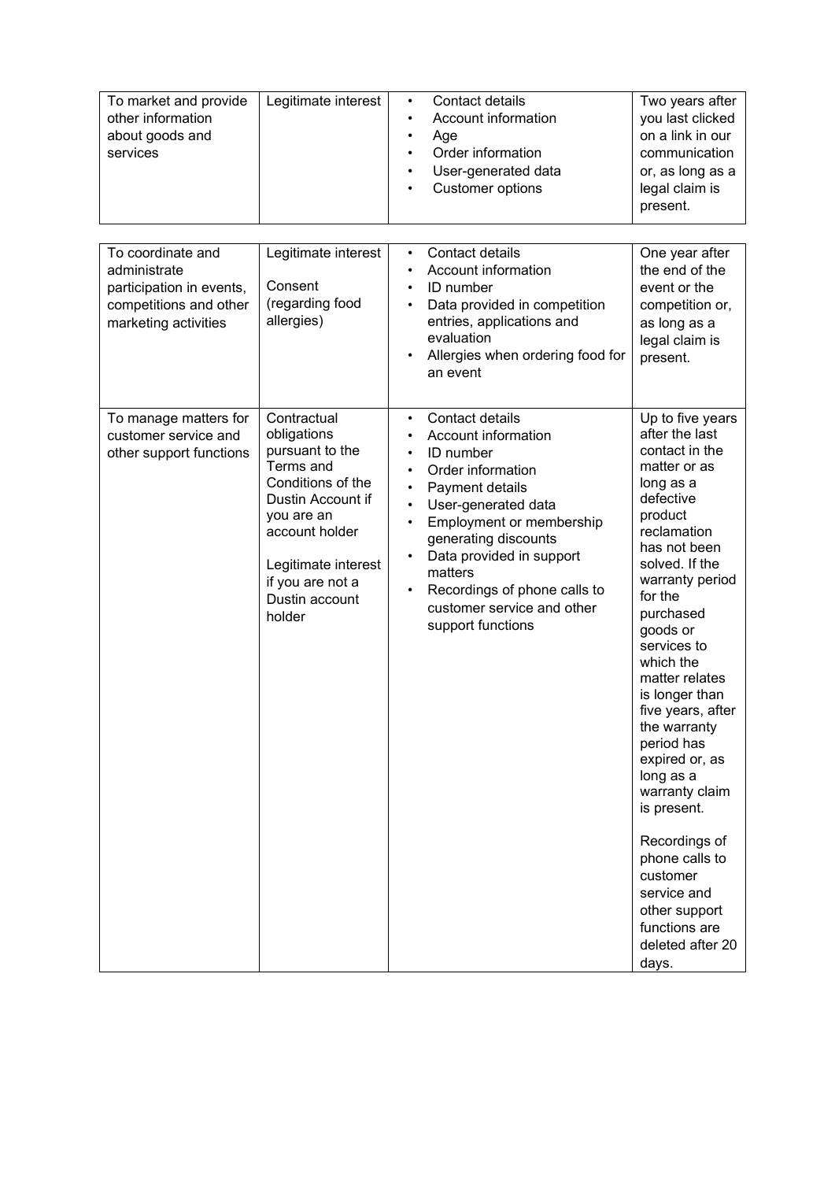| To market and provide other information about goods and services | Legitimate interest | • Contact details<br>• Account information<br>• Age<br>• Order information<br>• User-generated data<br>• Customer options | Two years after you last clicked on a link in our communication or, as long as a legal claim is present. |
| --- | --- | --- | --- |

| To coordinate and administrate participation in events, competitions and other marketing activities | Legitimate interest<br><br>Consent (regarding food allergies) | • Contact details<br>• Account information<br>• ID number<br>• Data provided in competition entries, applications and evaluation<br>• Allergies when ordering food for an event | One year after the end of the event or the competition or, as long as a legal claim is present. |
| --- | --- | --- | --- |
| To manage matters for customer service and other support functions | Contractual obligations pursuant to the Terms and Conditions of the Dustin Account if you are an account holder<br><br>Legitimate interest if you are not a Dustin account holder | • Contact details<br>• Account information<br>• ID number<br>• Order information<br>• Payment details<br>• User-generated data<br>• Employment or membership generating discounts<br>• Data provided in support matters<br>• Recordings of phone calls to customer service and other support functions | Up to five years after the last contact in the matter or as long as a defective product reclamation has not been solved. If the warranty period for the purchased goods or services to which the matter relates is longer than five years, after the warranty period has expired or, as long as a warranty claim is present.<br><br>Recordings of phone calls to customer service and other support functions are deleted after 20 days. |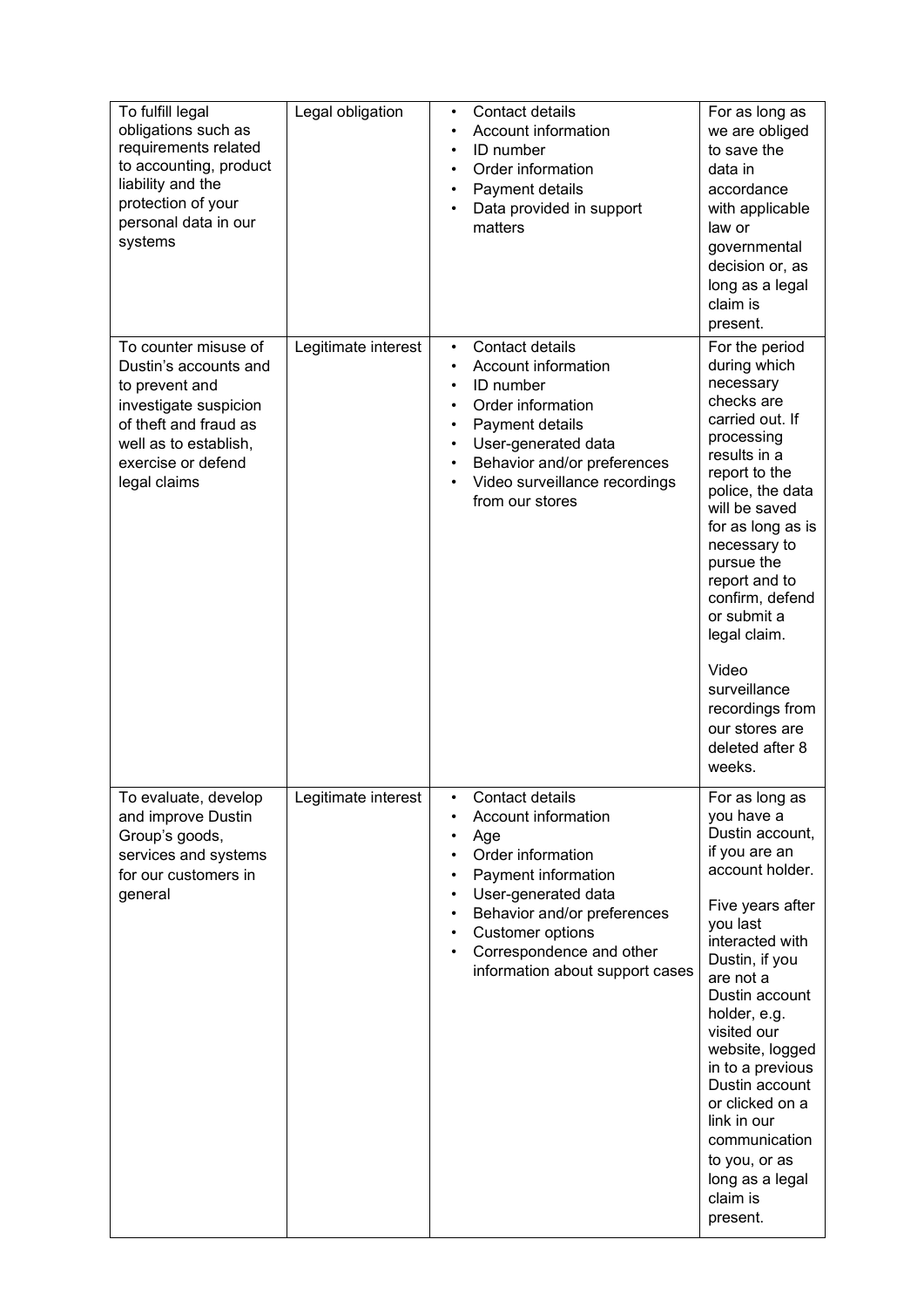| | | | |
|---|---|---|---|
| To fulfill legal obligations such as requirements related to accounting, product liability and the protection of your personal data in our systems | Legal obligation | • Contact details<br>• Account information<br>• ID number<br>• Order information<br>• Payment details<br>• Data provided in support matters | For as long as we are obliged to save the data in accordance with applicable law or governmental decision or, as long as a legal claim is present. |
| To counter misuse of Dustin's accounts and to prevent and investigate suspicion of theft and fraud as well as to establish, exercise or defend legal claims | Legitimate interest | • Contact details<br>• Account information<br>• ID number<br>• Order information<br>• Payment details<br>• User-generated data<br>• Behavior and/or preferences<br>• Video surveillance recordings from our stores | For the period during which necessary checks are carried out. If processing results in a report to the police, the data will be saved for as long as is necessary to pursue the report and to confirm, defend or submit a legal claim.<br><br>Video surveillance recordings from our stores are deleted after 8 weeks. |
| To evaluate, develop and improve Dustin Group's goods, services and systems for our customers in general | Legitimate interest | • Contact details<br>• Account information<br>• Age<br>• Order information<br>• Payment information<br>• User-generated data<br>• Behavior and/or preferences<br>• Customer options<br>• Correspondence and other information about support cases | For as long as you have a Dustin account, if you are an account holder.<br><br>Five years after you last interacted with Dustin, if you are not a Dustin account holder, e.g. visited our website, logged in to a previous Dustin account or clicked on a link in our communication to you, or as long as a legal claim is present. |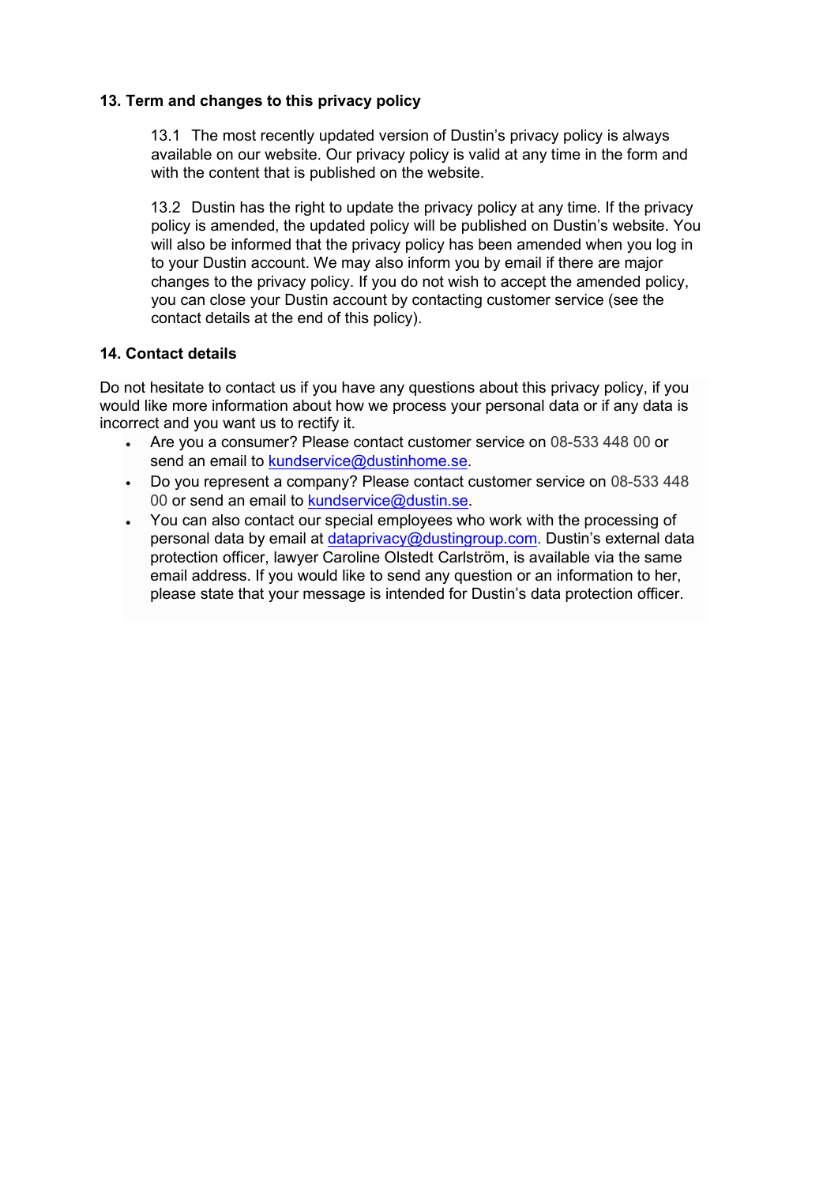## 13. Term and changes to this privacy policy

13.1 The most recently updated version of Dustin's privacy policy is always available on our website. Our privacy policy is valid at any time in the form and with the content that is published on the website.

13.2 Dustin has the right to update the privacy policy at any time. If the privacy policy is amended, the updated policy will be published on Dustin's website. You will also be informed that the privacy policy has been amended when you log in to your Dustin account. We may also inform you by email if there are major changes to the privacy policy. If you do not wish to accept the amended policy, you can close your Dustin account by contacting customer service (see the contact details at the end of this policy).

## 14. Contact details

Do not hesitate to contact us if you have any questions about this privacy policy, if you would like more information about how we process your personal data or if any data is incorrect and you want us to rectify it.

- Are you a consumer? Please contact customer service on 08-533 448 00 or send an email to kundservice@dustinhome.se.
- Do you represent a company? Please contact customer service on 08-533 448 00 or send an email to kundservice@dustin.se.
- You can also contact our special employees who work with the processing of personal data by email at dataprivacy@dustingroup.com. Dustin's external data protection officer, lawyer Caroline Olstedt Carlström, is available via the same email address. If you would like to send any question or an information to her, please state that your message is intended for Dustin's data protection officer.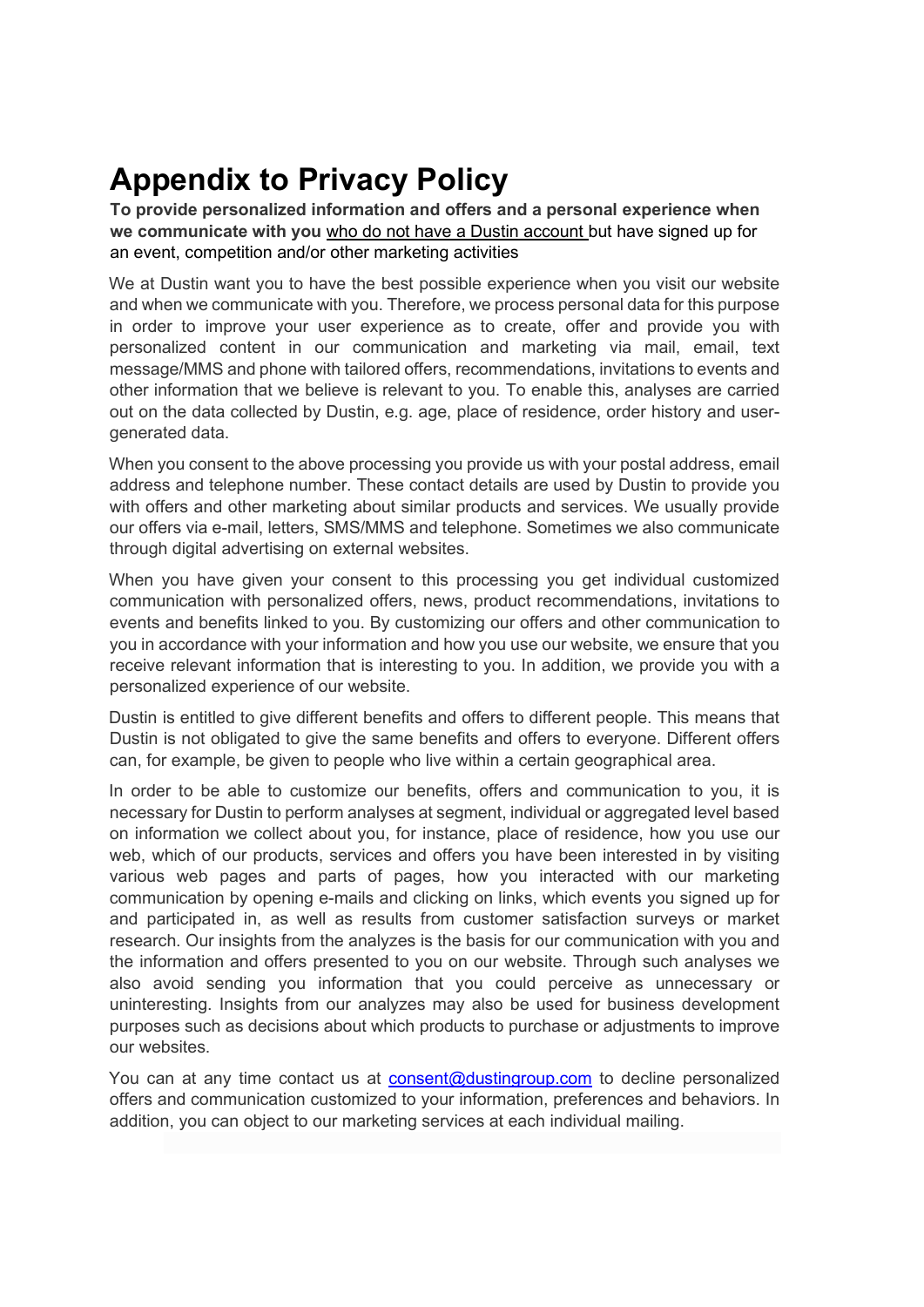# Appendix to Privacy Policy

**To provide personalized information and offers and a personal experience when we communicate with you** who do not have a Dustin account but have signed up for an event, competition and/or other marketing activities

We at Dustin want you to have the best possible experience when you visit our website and when we communicate with you. Therefore, we process personal data for this purpose in order to improve your user experience as to create, offer and provide you with personalized content in our communication and marketing via mail, email, text message/MMS and phone with tailored offers, recommendations, invitations to events and other information that we believe is relevant to you. To enable this, analyses are carried out on the data collected by Dustin, e.g. age, place of residence, order history and user-generated data.

When you consent to the above processing you provide us with your postal address, email address and telephone number. These contact details are used by Dustin to provide you with offers and other marketing about similar products and services. We usually provide our offers via e-mail, letters, SMS/MMS and telephone. Sometimes we also communicate through digital advertising on external websites.

When you have given your consent to this processing you get individual customized communication with personalized offers, news, product recommendations, invitations to events and benefits linked to you. By customizing our offers and other communication to you in accordance with your information and how you use our website, we ensure that you receive relevant information that is interesting to you. In addition, we provide you with a personalized experience of our website.

Dustin is entitled to give different benefits and offers to different people. This means that Dustin is not obligated to give the same benefits and offers to everyone. Different offers can, for example, be given to people who live within a certain geographical area.

In order to be able to customize our benefits, offers and communication to you, it is necessary for Dustin to perform analyses at segment, individual or aggregated level based on information we collect about you, for instance, place of residence, how you use our web, which of our products, services and offers you have been interested in by visiting various web pages and parts of pages, how you interacted with our marketing communication by opening e-mails and clicking on links, which events you signed up for and participated in, as well as results from customer satisfaction surveys or market research. Our insights from the analyzes is the basis for our communication with you and the information and offers presented to you on our website. Through such analyses we also avoid sending you information that you could perceive as unnecessary or uninteresting. Insights from our analyzes may also be used for business development purposes such as decisions about which products to purchase or adjustments to improve our websites.

You can at any time contact us at consent@dustingroup.com to decline personalized offers and communication customized to your information, preferences and behaviors. In addition, you can object to our marketing services at each individual mailing.